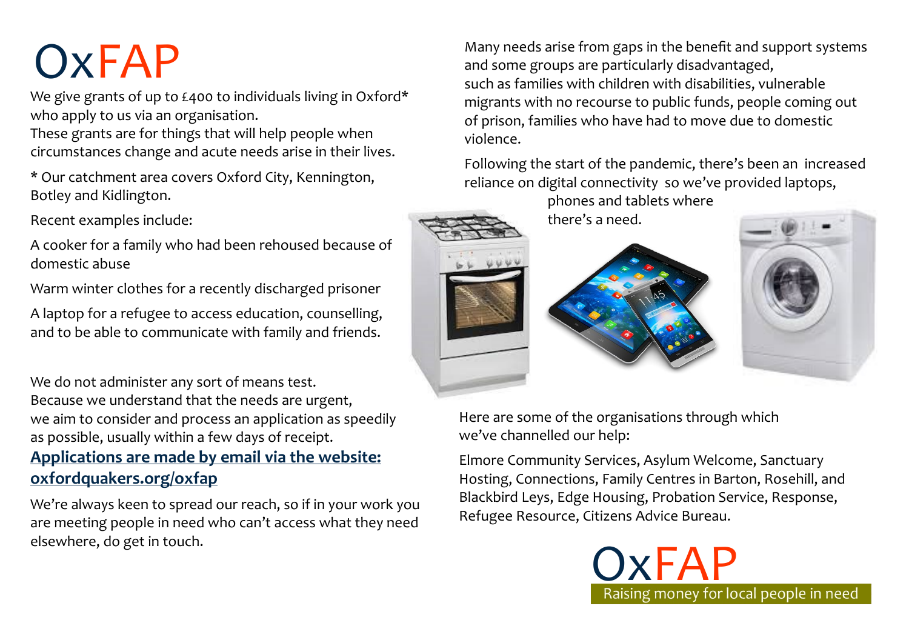# OxFAP

We give grants of up to £400 to individuals living in Oxford* who apply to us via an organisation.
These grants are for things that will help people when circumstances change and acute needs arise in their lives.

* Our catchment area covers Oxford City, Kennington, Botley and Kidlington.

Recent examples include:

A cooker for a family who had been rehoused because of domestic abuse

Warm winter clothes for a recently discharged prisoner

A laptop for a refugee to access education, counselling, and to be able to communicate with family and friends.

We do not administer any sort of means test.
Because we understand that the needs are urgent, we aim to consider and process an application as speedily as possible, usually within a few days of receipt.

**Applications are made by email via the website: oxfordquakers.org/oxfap**

We're always keen to spread our reach, so if in your work you are meeting people in need who can't access what they need elsewhere, do get in touch.

Many needs arise from gaps in the benefit and support systems and some groups are particularly disadvantaged, such as families with children with disabilities, vulnerable migrants with no recourse to public funds, people coming out of prison, families who have had to move due to domestic violence.

Following the start of the pandemic, there's been an increased reliance on digital connectivity so we've provided laptops, phones and tablets where there's a need.

Here are some of the organisations through which we've channelled our help:

Elmore Community Services, Asylum Welcome, Sanctuary Hosting, Connections, Family Centres in Barton, Rosehill, and Blackbird Leys, Edge Housing, Probation Service, Response, Refugee Resource, Citizens Advice Bureau.

OxFAP
Raising money for local people in need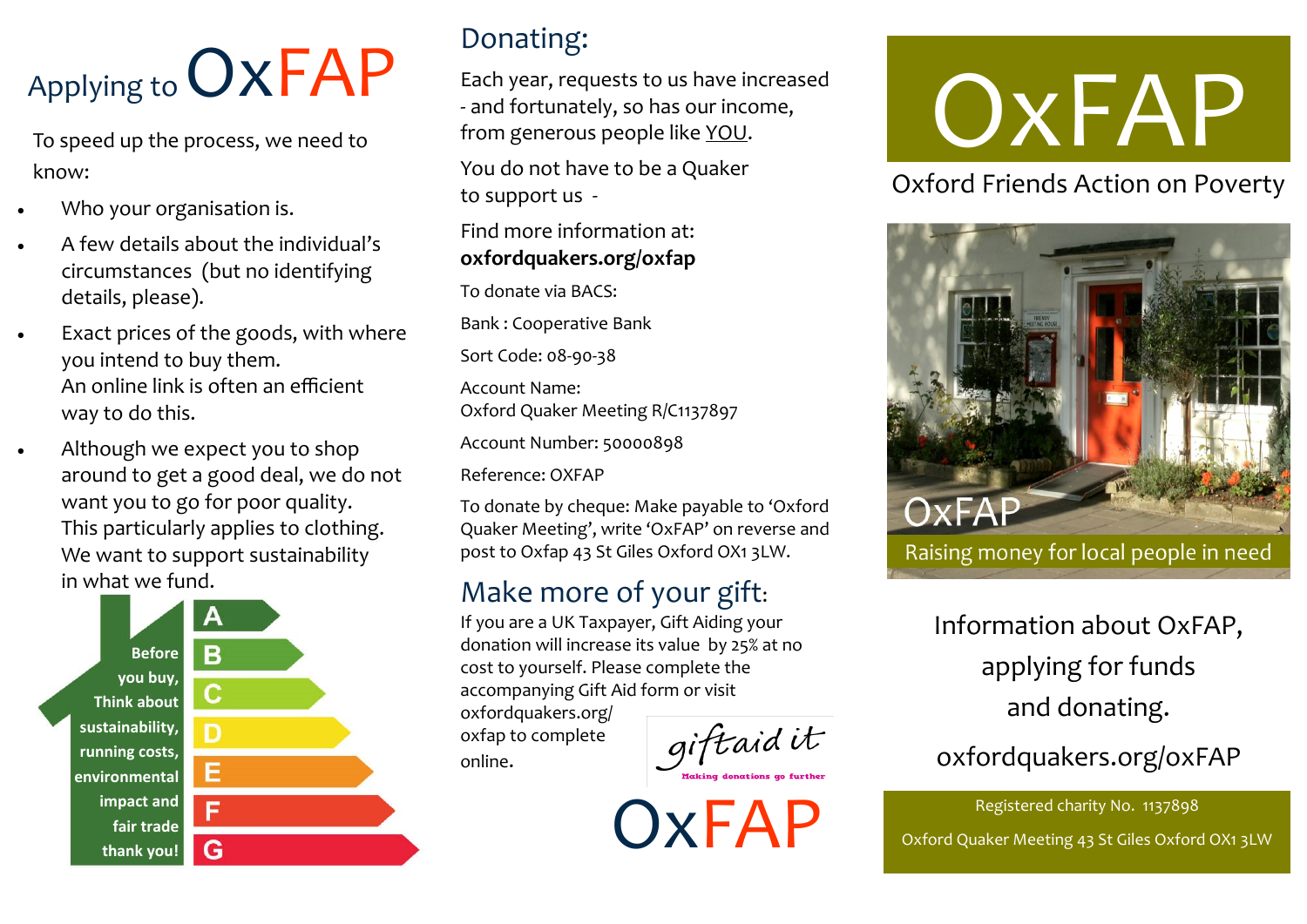# Applying to OxFAP

To speed up the process, we need to know:

- Who your organisation is.
- A few details about the individual's circumstances (but no identifying details, please).
- Exact prices of the goods, with where you intend to buy them. An online link is often an efficient way to do this.
- Although we expect you to shop around to get a good deal, we do not want you to go for poor quality. This particularly applies to clothing. We want to support sustainability in what we fund.

**Before you buy, Think about sustainability, running costs, environmental impact and fair trade thank you!**

A B C D E F G

## Donating:

Each year, requests to us have increased - and fortunately, so has our income, from generous people like YOU.

You do not have to be a Quaker to support us -

Find more information at:
**oxfordquakers.org/oxfap**

To donate via BACS:

Bank : Cooperative Bank

Sort Code: 08-90-38

Account Name:
Oxford Quaker Meeting R/C1137897

Account Number: 50000898

Reference: OXFAP

To donate by cheque: Make payable to 'Oxford Quaker Meeting', write 'OxFAP' on reverse and post to Oxfap 43 St Giles Oxford OX1 3LW.

## Make more of your gift:

If you are a UK Taxpayer, Gift Aiding your donation will increase its value by 25% at no cost to yourself. Please complete the accompanying Gift Aid form or visit oxfordquakers.org/oxfap to complete online.

giftaid it
Making donations go further

OxFAP

# OxFAP

Oxford Friends Action on Poverty

OxFAP
Raising money for local people in need

Information about OxFAP, applying for funds and donating.

oxfordquakers.org/oxFAP

Registered charity No. 1137898

Oxford Quaker Meeting 43 St Giles Oxford OX1 3LW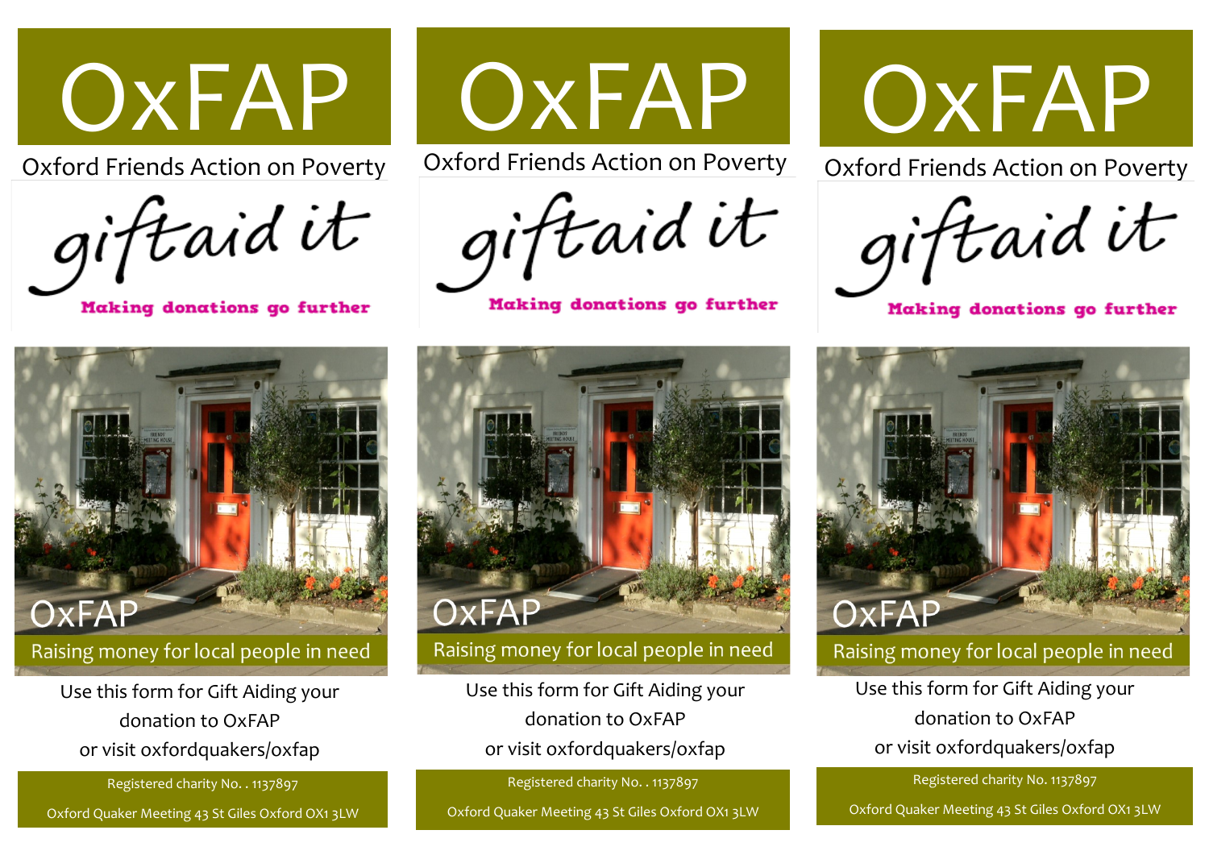# OxFAP

Oxford Friends Action on Poverty

giftaid it

Making donations go further

OxFAP

Raising money for local people in need

Use this form for Gift Aiding your donation to OxFAP or visit oxfordquakers/oxfap

Registered charity No. . 1137897

Oxford Quaker Meeting 43 St Giles Oxford OX1 3LW

# OxFAP

Oxford Friends Action on Poverty

giftaid it

Making donations go further

OxFAP

Raising money for local people in need

Use this form for Gift Aiding your donation to OxFAP or visit oxfordquakers/oxfap

Registered charity No. . 1137897

Oxford Quaker Meeting 43 St Giles Oxford OX1 3LW

# OxFAP

Oxford Friends Action on Poverty

giftaid it

Making donations go further

OxFAP

Raising money for local people in need

Use this form for Gift Aiding your donation to OxFAP or visit oxfordquakers/oxfap

Registered charity No. 1137897

Oxford Quaker Meeting 43 St Giles Oxford OX1 3LW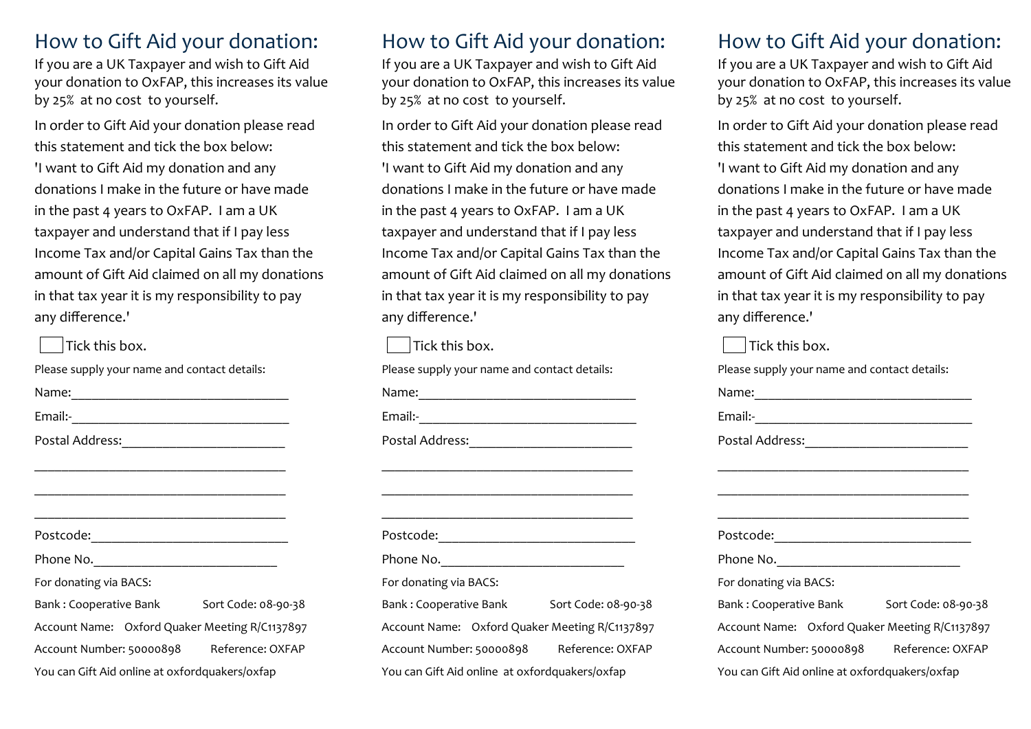## How to Gift Aid your donation:

If you are a UK Taxpayer and wish to Gift Aid your donation to OxFAP, this increases its value by 25% at no cost to yourself.

In order to Gift Aid your donation please read this statement and tick the box below:

'I want to Gift Aid my donation and any donations I make in the future or have made in the past 4 years to OxFAP. I am a UK taxpayer and understand that if I pay less Income Tax and/or Capital Gains Tax than the amount of Gift Aid claimed on all my donations in that tax year it is my responsibility to pay any difference.'

☐ Tick this box.

Please supply your name and contact details:

Name:________________________________

Email:-________________________________

Postal Address:________________________

_____________________________________

_____________________________________

_____________________________________

Postcode:______________________________

Phone No.____________________________

For donating via BACS:

Bank : Cooperative Bank Sort Code: 08-90-38

Account Name: Oxford Quaker Meeting R/C1137897

Account Number: 50000898 Reference: OXFAP

You can Gift Aid online at oxfordquakers/oxfap

## How to Gift Aid your donation:

If you are a UK Taxpayer and wish to Gift Aid your donation to OxFAP, this increases its value by 25% at no cost to yourself.

In order to Gift Aid your donation please read this statement and tick the box below:

'I want to Gift Aid my donation and any donations I make in the future or have made in the past 4 years to OxFAP. I am a UK taxpayer and understand that if I pay less Income Tax and/or Capital Gains Tax than the amount of Gift Aid claimed on all my donations in that tax year it is my responsibility to pay any difference.'

☐ Tick this box.

Please supply your name and contact details:

Name:________________________________

Email:-________________________________

Postal Address:________________________

_____________________________________

_____________________________________

_____________________________________

Postcode:______________________________

Phone No.____________________________

For donating via BACS:

Bank : Cooperative Bank Sort Code: 08-90-38

Account Name: Oxford Quaker Meeting R/C1137897

Account Number: 50000898 Reference: OXFAP

You can Gift Aid online at oxfordquakers/oxfap

## How to Gift Aid your donation:

If you are a UK Taxpayer and wish to Gift Aid your donation to OxFAP, this increases its value by 25% at no cost to yourself.

In order to Gift Aid your donation please read this statement and tick the box below:

'I want to Gift Aid my donation and any donations I make in the future or have made in the past 4 years to OxFAP. I am a UK taxpayer and understand that if I pay less Income Tax and/or Capital Gains Tax than the amount of Gift Aid claimed on all my donations in that tax year it is my responsibility to pay any difference.'

☐ Tick this box.

Please supply your name and contact details:

Name:________________________________

Email:-________________________________

Postal Address:________________________

_____________________________________

_____________________________________

_____________________________________

Postcode:______________________________

Phone No.____________________________

For donating via BACS:

Bank : Cooperative Bank Sort Code: 08-90-38

Account Name: Oxford Quaker Meeting R/C1137897

Account Number: 50000898 Reference: OXFAP

You can Gift Aid online at oxfordquakers/oxfap